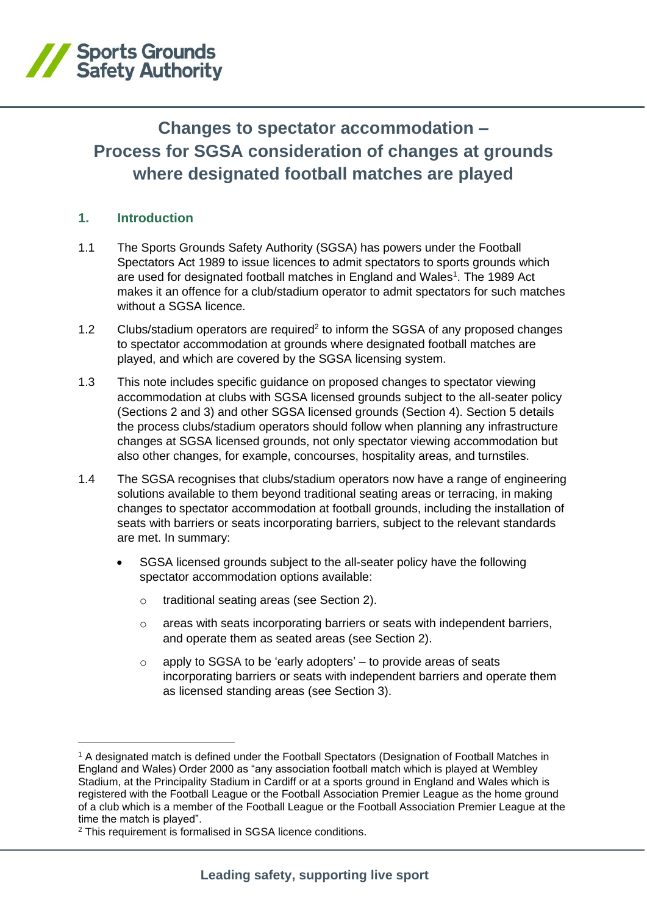# Changes to spectator accommodation – Process for SGSA consideration of changes at grounds where designated football matches are played

## 1. Introduction

1.1 The Sports Grounds Safety Authority (SGSA) has powers under the Football Spectators Act 1989 to issue licences to admit spectators to sports grounds which are used for designated football matches in England and Wales[1]. The 1989 Act makes it an offence for a club/stadium operator to admit spectators for such matches without a SGSA licence.

1.2 Clubs/stadium operators are required[2] to inform the SGSA of any proposed changes to spectator accommodation at grounds where designated football matches are played, and which are covered by the SGSA licensing system.

1.3 This note includes specific guidance on proposed changes to spectator viewing accommodation at clubs with SGSA licensed grounds subject to the all-seater policy (Sections 2 and 3) and other SGSA licensed grounds (Section 4). Section 5 details the process clubs/stadium operators should follow when planning any infrastructure changes at SGSA licensed grounds, not only spectator viewing accommodation but also other changes, for example, concourses, hospitality areas, and turnstiles.

1.4 The SGSA recognises that clubs/stadium operators now have a range of engineering solutions available to them beyond traditional seating areas or terracing, in making changes to spectator accommodation at football grounds, including the installation of seats with barriers or seats incorporating barriers, subject to the relevant standards are met. In summary:

- SGSA licensed grounds subject to the all-seater policy have the following spectator accommodation options available:
  - traditional seating areas (see Section 2).
  - areas with seats incorporating barriers or seats with independent barriers, and operate them as seated areas (see Section 2).
  - apply to SGSA to be 'early adopters' – to provide areas of seats incorporating barriers or seats with independent barriers and operate them as licensed standing areas (see Section 3).

---

[1] A designated match is defined under the Football Spectators (Designation of Football Matches in England and Wales) Order 2000 as "any association football match which is played at Wembley Stadium, at the Principality Stadium in Cardiff or at a sports ground in England and Wales which is registered with the Football League or the Football Association Premier League as the home ground of a club which is a member of the Football League or the Football Association Premier League at the time the match is played".

[2] This requirement is formalised in SGSA licence conditions.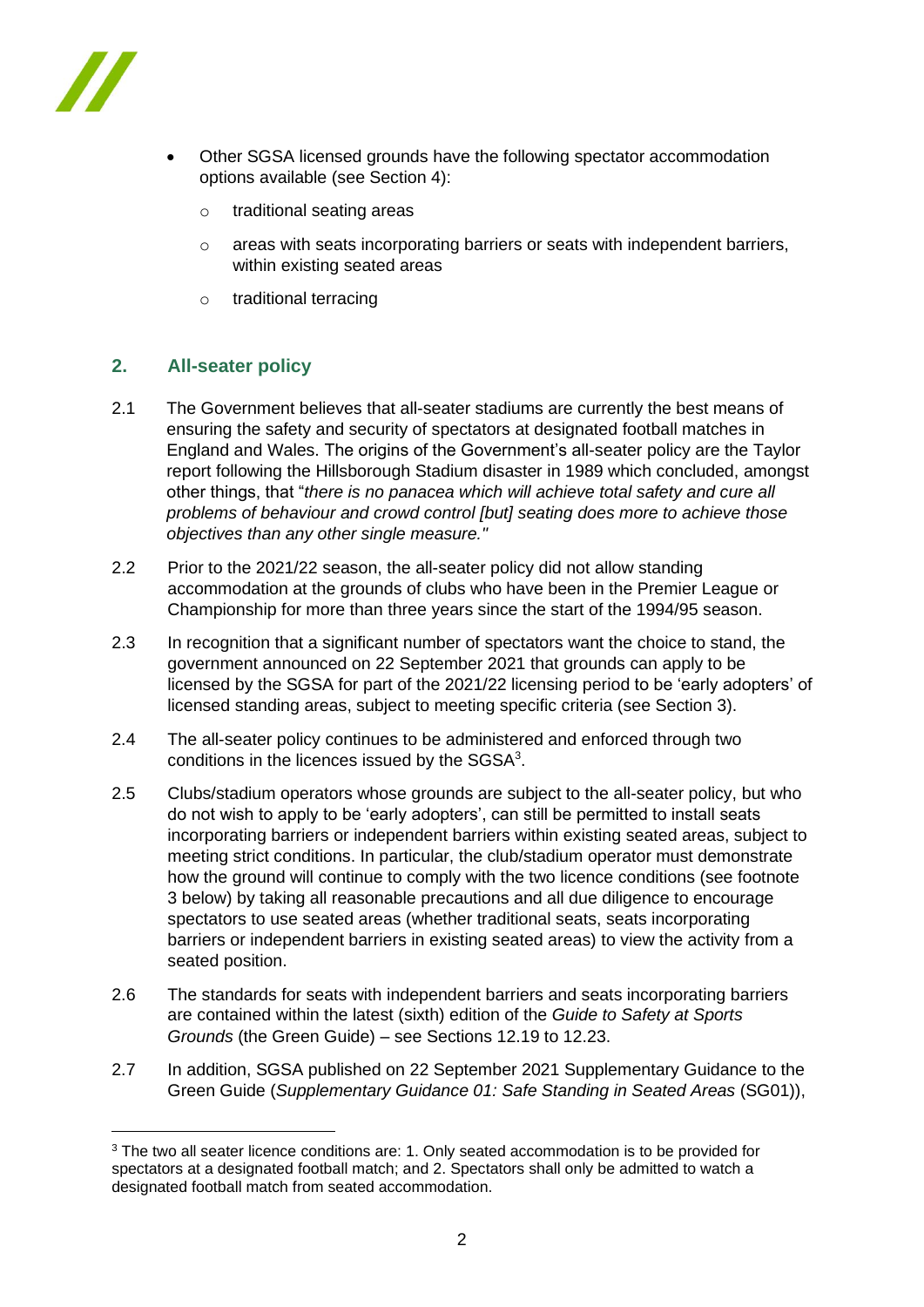- Other SGSA licensed grounds have the following spectator accommodation options available (see Section 4):
    - traditional seating areas
    - areas with seats incorporating barriers or seats with independent barriers, within existing seated areas
    - traditional terracing

## 2. All-seater policy

2.1 The Government believes that all-seater stadiums are currently the best means of ensuring the safety and security of spectators at designated football matches in England and Wales. The origins of the Government's all-seater policy are the Taylor report following the Hillsborough Stadium disaster in 1989 which concluded, amongst other things, that "*there is no panacea which will achieve total safety and cure all problems of behaviour and crowd control [but] seating does more to achieve those objectives than any other single measure."*

2.2 Prior to the 2021/22 season, the all-seater policy did not allow standing accommodation at the grounds of clubs who have been in the Premier League or Championship for more than three years since the start of the 1994/95 season.

2.3 In recognition that a significant number of spectators want the choice to stand, the government announced on 22 September 2021 that grounds can apply to be licensed by the SGSA for part of the 2021/22 licensing period to be 'early adopters' of licensed standing areas, subject to meeting specific criteria (see Section 3).

2.4 The all-seater policy continues to be administered and enforced through two conditions in the licences issued by the SGSA[3].

2.5 Clubs/stadium operators whose grounds are subject to the all-seater policy, but who do not wish to apply to be 'early adopters', can still be permitted to install seats incorporating barriers or independent barriers within existing seated areas, subject to meeting strict conditions. In particular, the club/stadium operator must demonstrate how the ground will continue to comply with the two licence conditions (see footnote 3 below) by taking all reasonable precautions and all due diligence to encourage spectators to use seated areas (whether traditional seats, seats incorporating barriers or independent barriers in existing seated areas) to view the activity from a seated position.

2.6 The standards for seats with independent barriers and seats incorporating barriers are contained within the latest (sixth) edition of the *Guide to Safety at Sports Grounds* (the Green Guide) – see Sections 12.19 to 12.23.

2.7 In addition, SGSA published on 22 September 2021 Supplementary Guidance to the Green Guide (*Supplementary Guidance 01: Safe Standing in Seated Areas* (SG01)),

---

[3] The two all seater licence conditions are: 1. Only seated accommodation is to be provided for spectators at a designated football match; and 2. Spectators shall only be admitted to watch a designated football match from seated accommodation.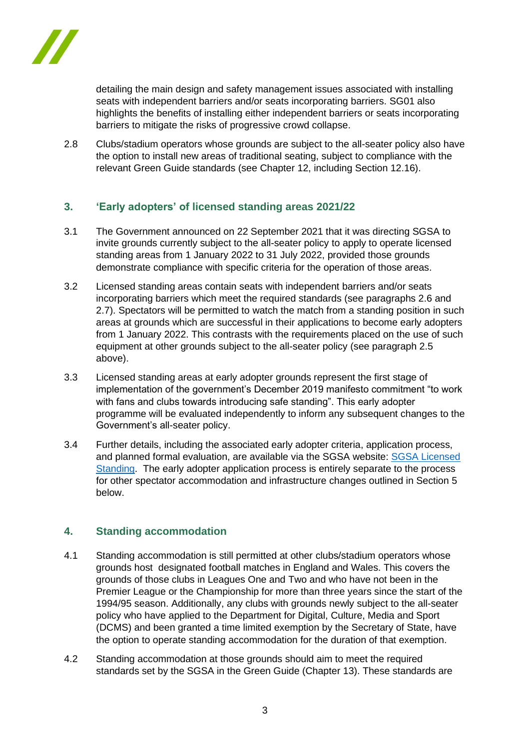detailing the main design and safety management issues associated with installing seats with independent barriers and/or seats incorporating barriers. SG01 also highlights the benefits of installing either independent barriers or seats incorporating barriers to mitigate the risks of progressive crowd collapse.

2.8 Clubs/stadium operators whose grounds are subject to the all-seater policy also have the option to install new areas of traditional seating, subject to compliance with the relevant Green Guide standards (see Chapter 12, including Section 12.16).

## 3. 'Early adopters' of licensed standing areas 2021/22

3.1 The Government announced on 22 September 2021 that it was directing SGSA to invite grounds currently subject to the all-seater policy to apply to operate licensed standing areas from 1 January 2022 to 31 July 2022, provided those grounds demonstrate compliance with specific criteria for the operation of those areas.

3.2 Licensed standing areas contain seats with independent barriers and/or seats incorporating barriers which meet the required standards (see paragraphs 2.6 and 2.7). Spectators will be permitted to watch the match from a standing position in such areas at grounds which are successful in their applications to become early adopters from 1 January 2022. This contrasts with the requirements placed on the use of such equipment at other grounds subject to the all-seater policy (see paragraph 2.5 above).

3.3 Licensed standing areas at early adopter grounds represent the first stage of implementation of the government's December 2019 manifesto commitment "to work with fans and clubs towards introducing safe standing". This early adopter programme will be evaluated independently to inform any subsequent changes to the Government's all-seater policy.

3.4 Further details, including the associated early adopter criteria, application process, and planned formal evaluation, are available via the SGSA website: SGSA Licensed Standing. The early adopter application process is entirely separate to the process for other spectator accommodation and infrastructure changes outlined in Section 5 below.

## 4. Standing accommodation

4.1 Standing accommodation is still permitted at other clubs/stadium operators whose grounds host designated football matches in England and Wales. This covers the grounds of those clubs in Leagues One and Two and who have not been in the Premier League or the Championship for more than three years since the start of the 1994/95 season. Additionally, any clubs with grounds newly subject to the all-seater policy who have applied to the Department for Digital, Culture, Media and Sport (DCMS) and been granted a time limited exemption by the Secretary of State, have the option to operate standing accommodation for the duration of that exemption.

4.2 Standing accommodation at those grounds should aim to meet the required standards set by the SGSA in the Green Guide (Chapter 13). These standards are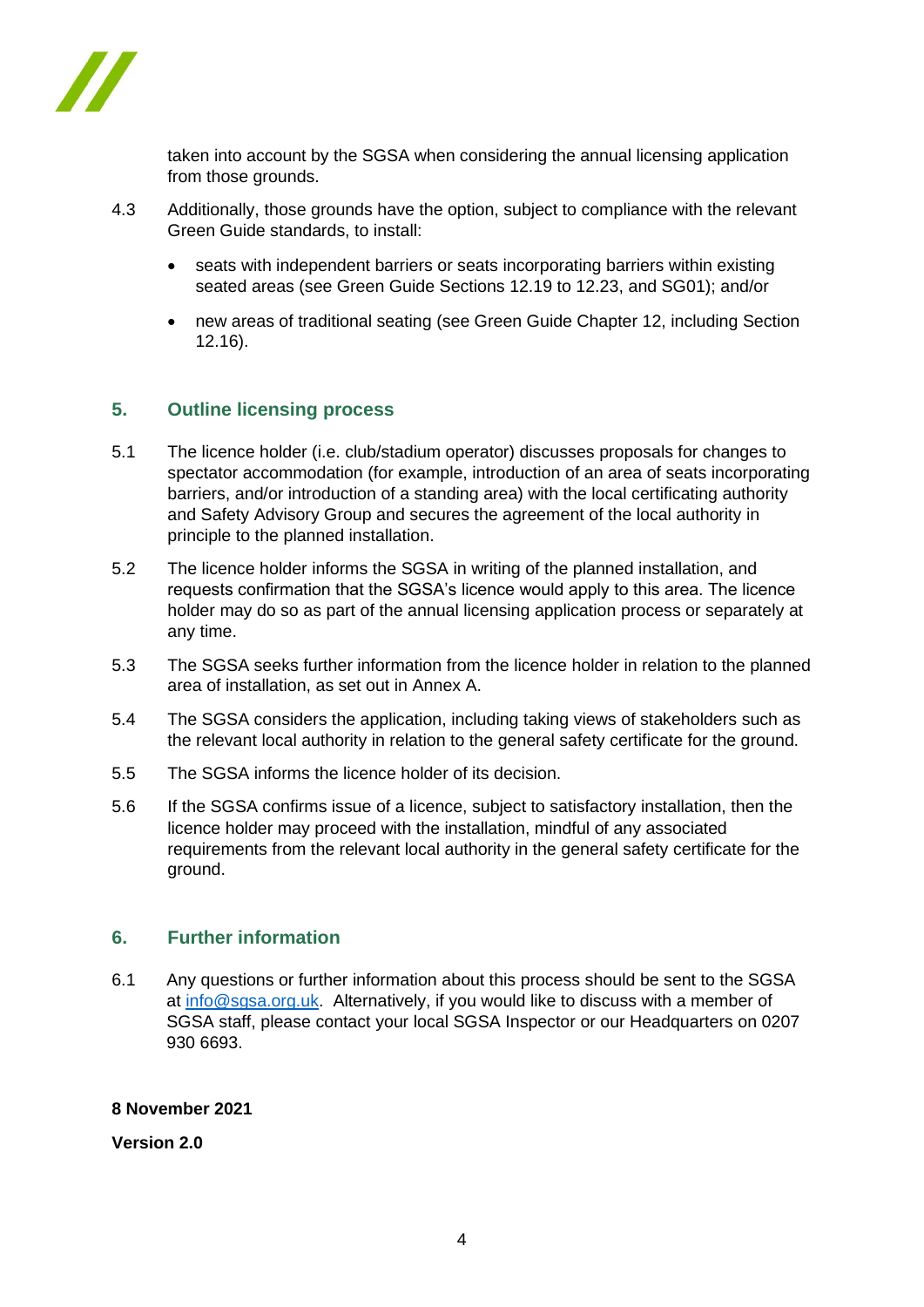taken into account by the SGSA when considering the annual licensing application from those grounds.

4.3 Additionally, those grounds have the option, subject to compliance with the relevant Green Guide standards, to install:

- seats with independent barriers or seats incorporating barriers within existing seated areas (see Green Guide Sections 12.19 to 12.23, and SG01); and/or
- new areas of traditional seating (see Green Guide Chapter 12, including Section 12.16).

## 5. Outline licensing process

5.1 The licence holder (i.e. club/stadium operator) discusses proposals for changes to spectator accommodation (for example, introduction of an area of seats incorporating barriers, and/or introduction of a standing area) with the local certificating authority and Safety Advisory Group and secures the agreement of the local authority in principle to the planned installation.

5.2 The licence holder informs the SGSA in writing of the planned installation, and requests confirmation that the SGSA's licence would apply to this area. The licence holder may do so as part of the annual licensing application process or separately at any time.

5.3 The SGSA seeks further information from the licence holder in relation to the planned area of installation, as set out in Annex A.

5.4 The SGSA considers the application, including taking views of stakeholders such as the relevant local authority in relation to the general safety certificate for the ground.

5.5 The SGSA informs the licence holder of its decision.

5.6 If the SGSA confirms issue of a licence, subject to satisfactory installation, then the licence holder may proceed with the installation, mindful of any associated requirements from the relevant local authority in the general safety certificate for the ground.

## 6. Further information

6.1 Any questions or further information about this process should be sent to the SGSA at info@sgsa.org.uk. Alternatively, if you would like to discuss with a member of SGSA staff, please contact your local SGSA Inspector or our Headquarters on 0207 930 6693.

**8 November 2021**

**Version 2.0**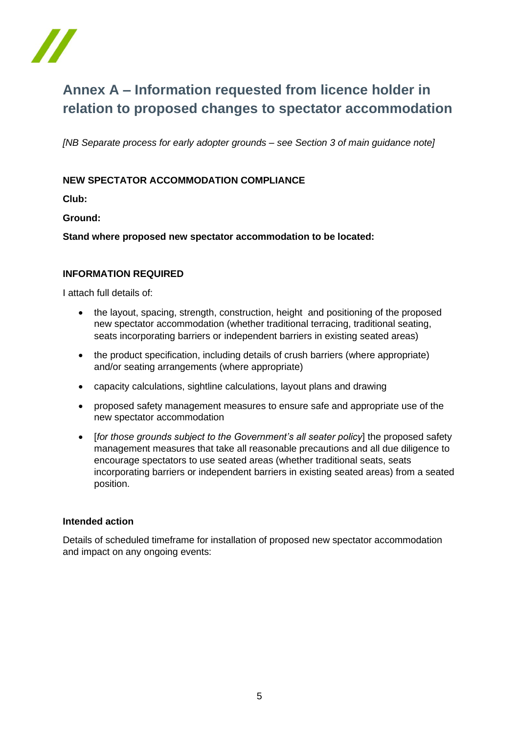# Annex A – Information requested from licence holder in relation to proposed changes to spectator accommodation

*[NB Separate process for early adopter grounds – see Section 3 of main guidance note]*

**NEW SPECTATOR ACCOMMODATION COMPLIANCE**

**Club:**

**Ground:**

**Stand where proposed new spectator accommodation to be located:**

**INFORMATION REQUIRED**

I attach full details of:

- the layout, spacing, strength, construction, height and positioning of the proposed new spectator accommodation (whether traditional terracing, traditional seating, seats incorporating barriers or independent barriers in existing seated areas)
- the product specification, including details of crush barriers (where appropriate) and/or seating arrangements (where appropriate)
- capacity calculations, sightline calculations, layout plans and drawing
- proposed safety management measures to ensure safe and appropriate use of the new spectator accommodation
- [*for those grounds subject to the Government's all seater policy*] the proposed safety management measures that take all reasonable precautions and all due diligence to encourage spectators to use seated areas (whether traditional seats, seats incorporating barriers or independent barriers in existing seated areas) from a seated position.

**Intended action**

Details of scheduled timeframe for installation of proposed new spectator accommodation and impact on any ongoing events: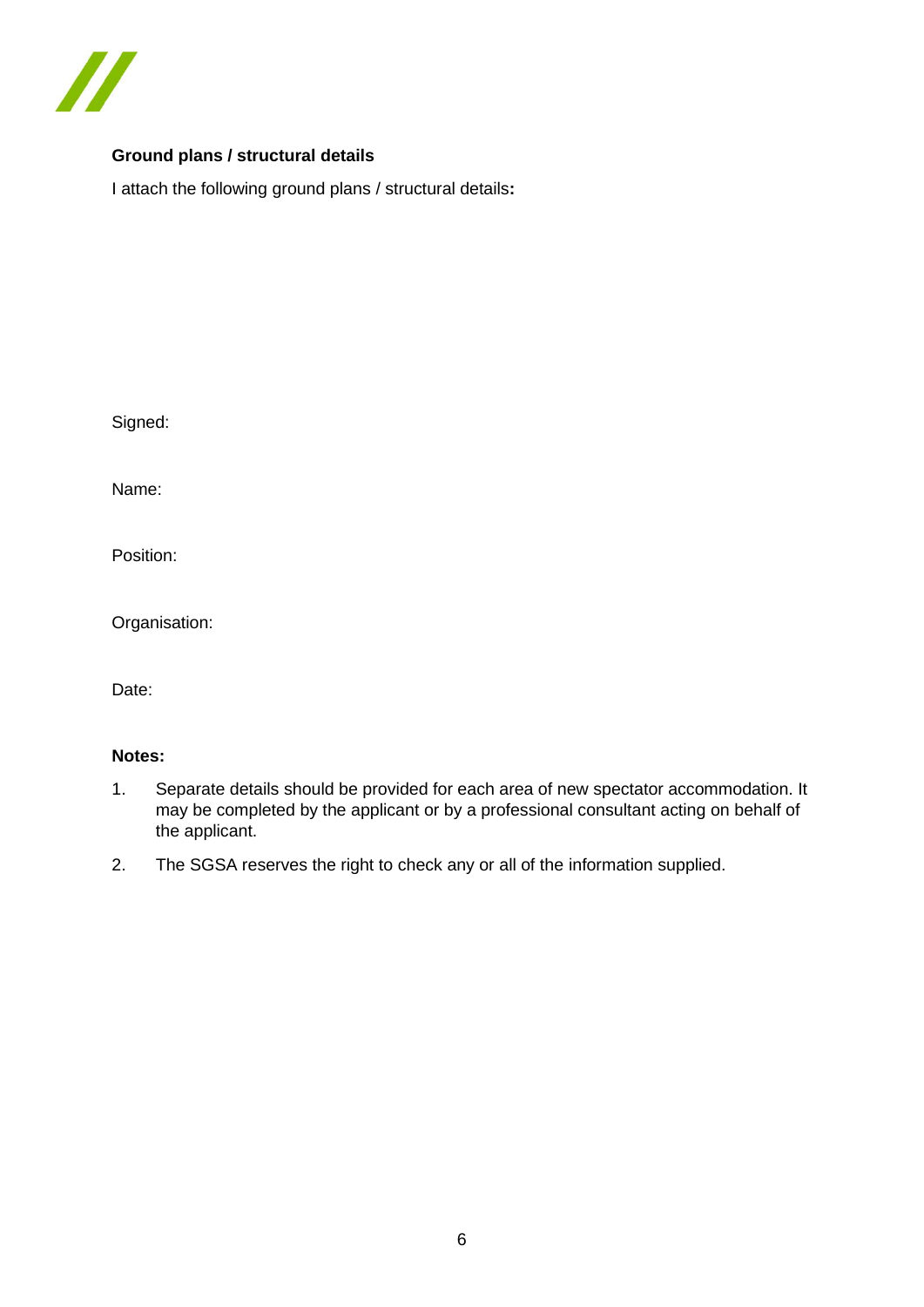**Ground plans / structural details**

I attach the following ground plans / structural details**:**

Signed:

Name:

Position:

Organisation:

Date:

**Notes:**

1. Separate details should be provided for each area of new spectator accommodation. It may be completed by the applicant or by a professional consultant acting on behalf of the applicant.
2. The SGSA reserves the right to check any or all of the information supplied.